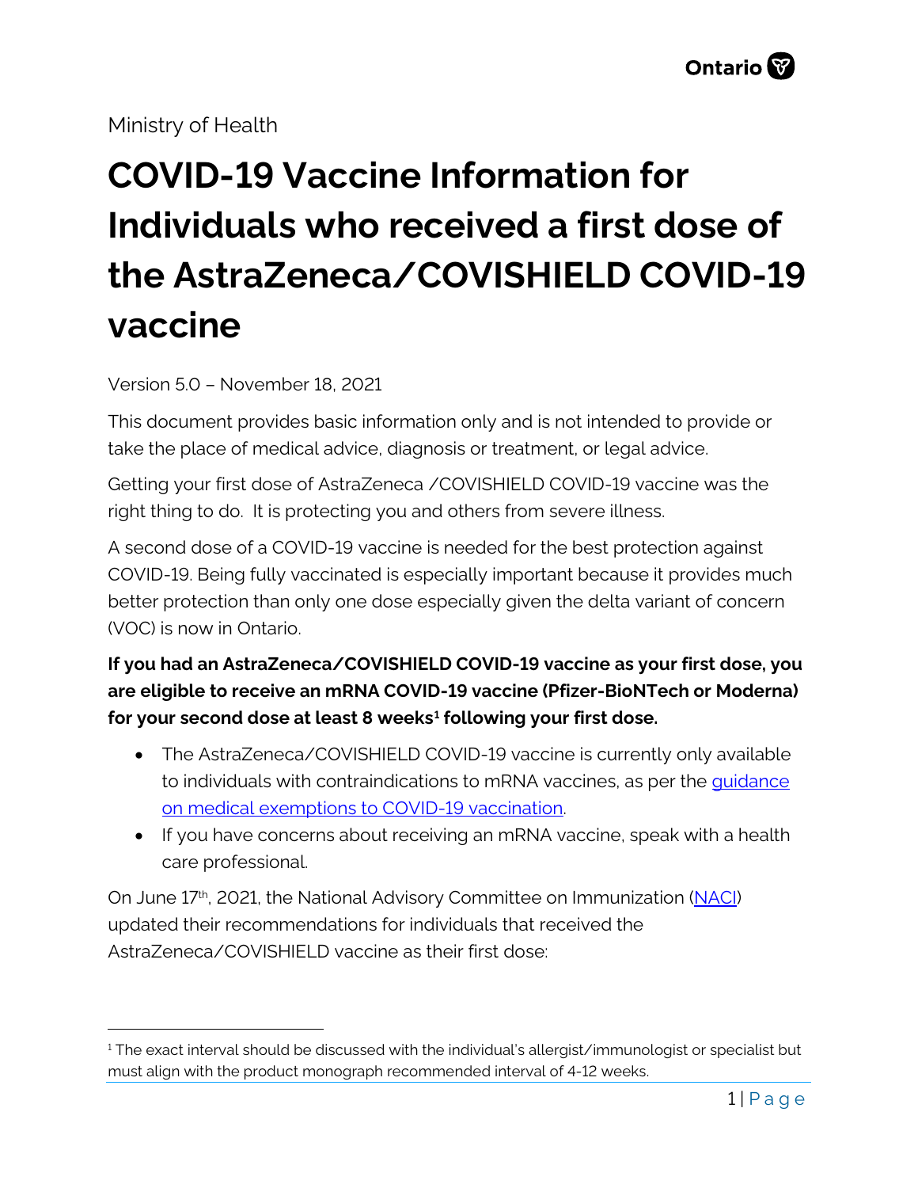Ministry of Health

# COVID-19 Vaccine Information for Individuals who received a first dose of the AstraZeneca/COVISHIELD COVID-19 vaccine

Version 5.0 – November 18, 2021

This document provides basic information only and is not intended to provide or take the place of medical advice, diagnosis or treatment, or legal advice.

Getting your first dose of AstraZeneca /COVISHIELD COVID-19 vaccine was the right thing to do. It is protecting you and others from severe illness.

A second dose of a COVID-19 vaccine is needed for the best protection against COVID-19. Being fully vaccinated is especially important because it provides much better protection than only one dose especially given the delta variant of concern (VOC) is now in Ontario.

**If you had an AstraZeneca/COVISHIELD COVID-19 vaccine as your first dose, you are eligible to receive an mRNA COVID-19 vaccine (Pfizer-BioNTech or Moderna) for your second dose at least 8 weeks[1] following your first dose.**

- The AstraZeneca/COVISHIELD COVID-19 vaccine is currently only available to individuals with contraindications to mRNA vaccines, as per the [guidance on medical exemptions to COVID-19 vaccination](guidance on medical exemptions to COVID-19 vaccination).
- If you have concerns about receiving an mRNA vaccine, speak with a health care professional.

On June 17th, 2021, the National Advisory Committee on Immunization ([NACI](NACI)) updated their recommendations for individuals that received the AstraZeneca/COVISHIELD vaccine as their first dose:

---

[1] The exact interval should be discussed with the individual's allergist/immunologist or specialist but must align with the product monograph recommended interval of 4-12 weeks.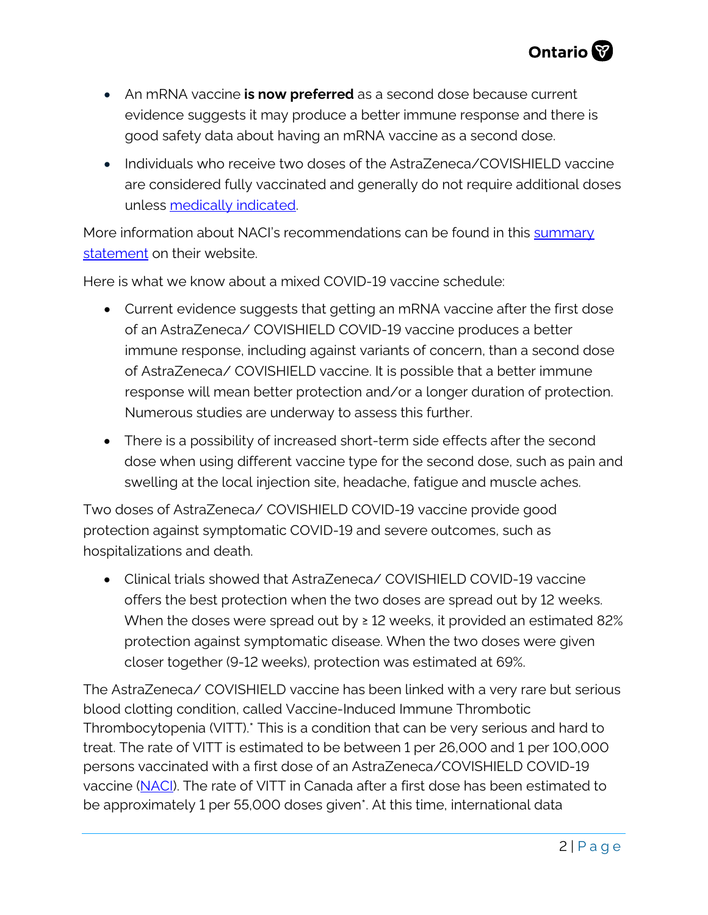- An mRNA vaccine **is now preferred** as a second dose because current evidence suggests it may produce a better immune response and there is good safety data about having an mRNA vaccine as a second dose.
- Individuals who receive two doses of the AstraZeneca/COVISHIELD vaccine are considered fully vaccinated and generally do not require additional doses unless medically indicated.

More information about NACI's recommendations can be found in this summary statement on their website.

Here is what we know about a mixed COVID-19 vaccine schedule:

- Current evidence suggests that getting an mRNA vaccine after the first dose of an AstraZeneca/ COVISHIELD COVID-19 vaccine produces a better immune response, including against variants of concern, than a second dose of AstraZeneca/ COVISHIELD vaccine. It is possible that a better immune response will mean better protection and/or a longer duration of protection. Numerous studies are underway to assess this further.
- There is a possibility of increased short-term side effects after the second dose when using different vaccine type for the second dose, such as pain and swelling at the local injection site, headache, fatigue and muscle aches.

Two doses of AstraZeneca/ COVISHIELD COVID-19 vaccine provide good protection against symptomatic COVID-19 and severe outcomes, such as hospitalizations and death.

- Clinical trials showed that AstraZeneca/ COVISHIELD COVID-19 vaccine offers the best protection when the two doses are spread out by 12 weeks. When the doses were spread out by ≥ 12 weeks, it provided an estimated 82% protection against symptomatic disease. When the two doses were given closer together (9-12 weeks), protection was estimated at 69%.

The AstraZeneca/ COVISHIELD vaccine has been linked with a very rare but serious blood clotting condition, called Vaccine-Induced Immune Thrombotic Thrombocytopenia (VITT).* This is a condition that can be very serious and hard to treat. The rate of VITT is estimated to be between 1 per 26,000 and 1 per 100,000 persons vaccinated with a first dose of an AstraZeneca/COVISHIELD COVID-19 vaccine (NACI). The rate of VITT in Canada after a first dose has been estimated to be approximately 1 per 55,000 doses given*. At this time, international data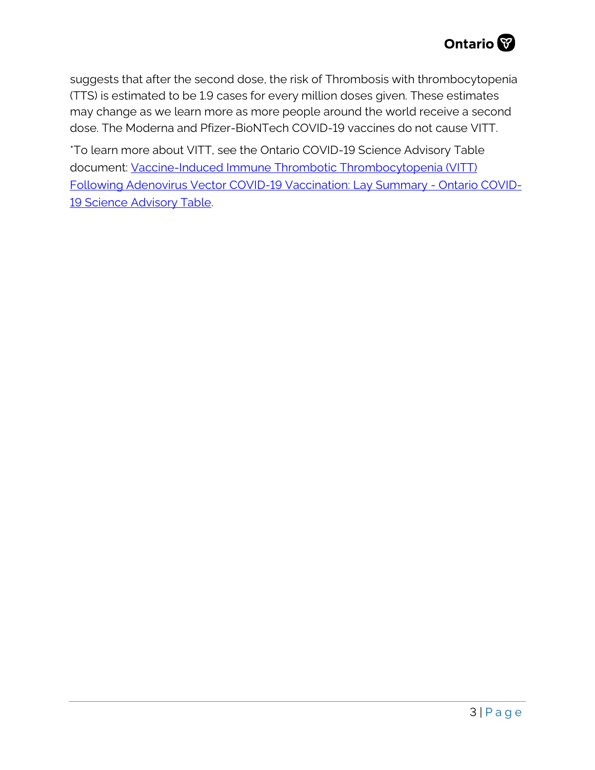suggests that after the second dose, the risk of Thrombosis with thrombocytopenia (TTS) is estimated to be 1.9 cases for every million doses given. These estimates may change as we learn more as more people around the world receive a second dose. The Moderna and Pfizer-BioNTech COVID-19 vaccines do not cause VITT.

*To learn more about VITT, see the Ontario COVID-19 Science Advisory Table document: Vaccine-Induced Immune Thrombotic Thrombocytopenia (VITT) Following Adenovirus Vector COVID-19 Vaccination: Lay Summary - Ontario COVID-19 Science Advisory Table.